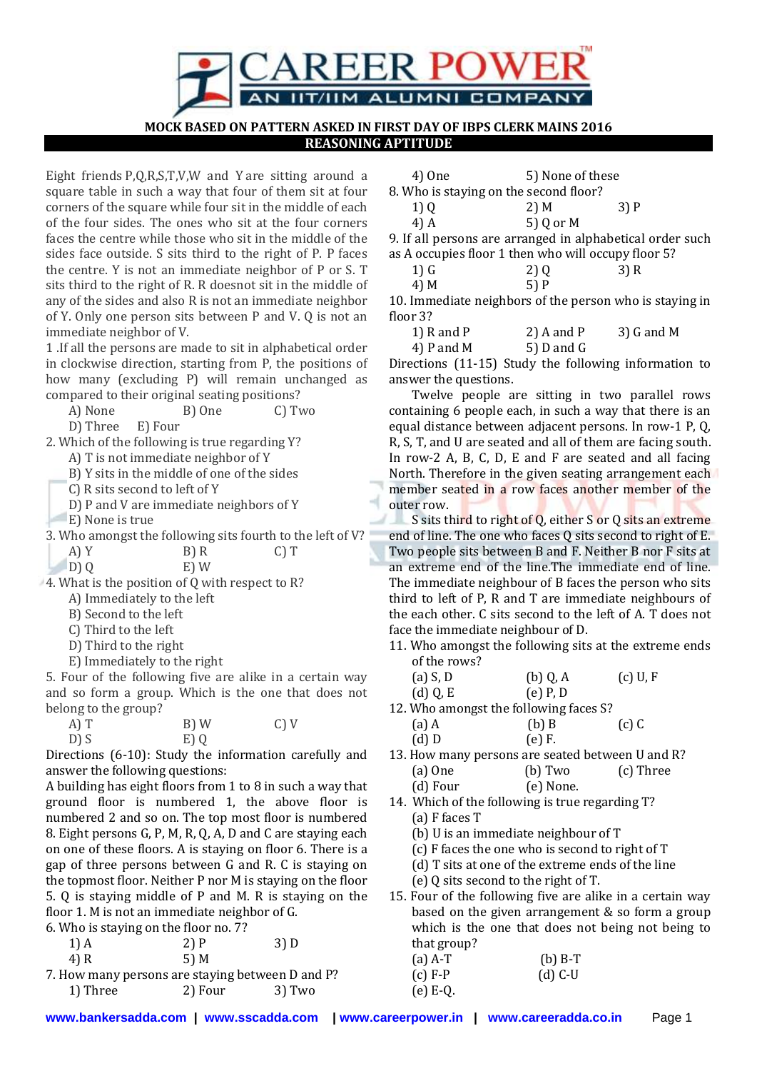**MOCK BASED ON PATTERN ASKED IN FIRST DAY OF IBPS CLERK MAINS 2016**

## REASONING APTITUDE

Eight friends P,Q,R,S,T,V,W and Y are sitting around a square table in such a way that four of them sit at four corners of the square while four sit in the middle of each of the four sides. The ones who sit at the four corners faces the centre while those who sit in the middle of the sides face outside. S sits third to the right of P. P faces the centre. Y is not an immediate neighbor of P or S. T sits third to the right of R. R doesnot sit in the middle of any of the sides and also R is not an immediate neighbor of Y. Only one person sits between P and V. Q is not an immediate neighbor of V.

1 .If all the persons are made to sit in alphabetical order in clockwise direction, starting from P, the positions of how many (excluding P) will remain unchanged as compared to their original seating positions?

A) None B) One C) Two
D) Three E) Four

2. Which of the following is true regarding Y?

A) T is not immediate neighbor of Y
B) Y sits in the middle of one of the sides
C) R sits second to left of Y
D) P and V are immediate neighbors of Y
E) None is true

3. Who amongst the following sits fourth to the left of V?

A) Y B) R C) T
D) Q E) W

4. What is the position of Q with respect to R?

A) Immediately to the left
B) Second to the left
C) Third to the left
D) Third to the right
E) Immediately to the right

5. Four of the following five are alike in a certain way and so form a group. Which is the one that does not belong to the group?

A) T B) W C) V
D) S E) Q

Directions (6-10): Study the information carefully and answer the following questions:

A building has eight floors from 1 to 8 in such a way that ground floor is numbered 1, the above floor is numbered 2 and so on. The top most floor is numbered 8. Eight persons G, P, M, R, Q, A, D and C are staying each on one of these floors. A is staying on floor 6. There is a gap of three persons between G and R. C is staying on the topmost floor. Neither P nor M is staying on the floor 5. Q is staying middle of P and M. R is staying on the floor 1. M is not an immediate neighbor of G.

6. Who is staying on the floor no. 7?

1) A 2) P 3) D
4) R 5) M

7. How many persons are staying between D and P?

1) Three 2) Four 3) Two
4) One 5) None of these

8. Who is staying on the second floor?

1) Q 2) M 3) P
4) A 5) Q or M

9. If all persons are arranged in alphabetical order such as A occupies floor 1 then who will occupy floor 5?

1) G 2) Q 3) R
4) M 5) P

10. Immediate neighbors of the person who is staying in floor 3?

1) R and P 2) A and P 3) G and M
4) P and M 5) D and G

Directions (11-15) Study the following information to answer the questions.

Twelve people are sitting in two parallel rows containing 6 people each, in such a way that there is an equal distance between adjacent persons. In row-1 P, Q, R, S, T, and U are seated and all of them are facing south. In row-2 A, B, C, D, E and F are seated and all facing North. Therefore in the given seating arrangement each member seated in a row faces another member of the outer row.

S sits third to right of Q, either S or Q sits an extreme end of line. The one who faces Q sits second to right of E. Two people sits between B and F. Neither B nor F sits at an extreme end of the line.The immediate end of line. The immediate neighbour of B faces the person who sits third to left of P, R and T are immediate neighbours of the each other. C sits second to the left of A. T does not face the immediate neighbour of D.

11. Who amongst the following sits at the extreme ends of the rows?

(a) S, D (b) Q, A (c) U, F
(d) Q, E (e) P, D

12. Who amongst the following faces S?

(a) A (b) B (c) C
(d) D (e) F.

13. How many persons are seated between U and R?

(a) One (b) Two (c) Three
(d) Four (e) None.

14. Which of the following is true regarding T?

(a) F faces T
(b) U is an immediate neighbour of T
(c) F faces the one who is second to right of T
(d) T sits at one of the extreme ends of the line
(e) Q sits second to the right of T.

15. Four of the following five are alike in a certain way based on the given arrangement & so form a group which is the one that does not being not being to that group?

(a) A-T (b) B-T
(c) F-P (d) C-U
(e) E-Q.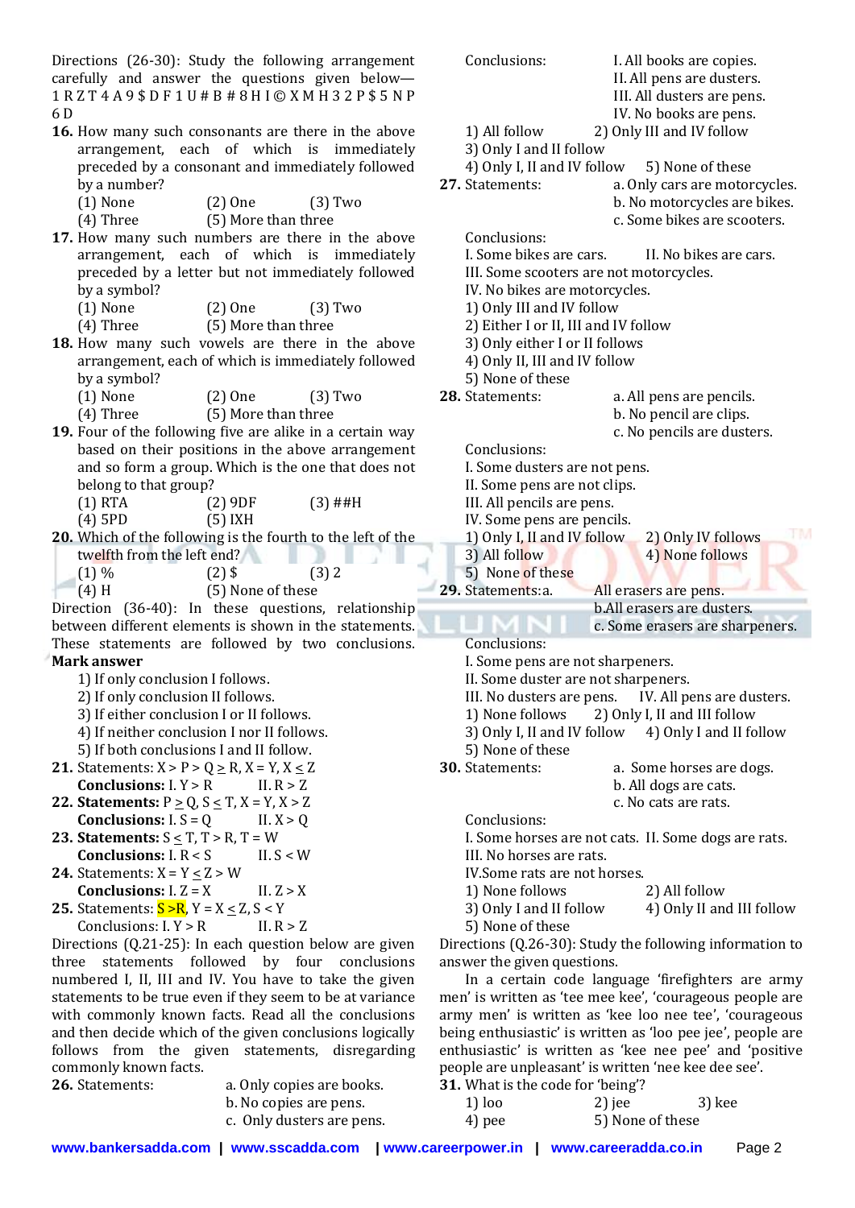Directions (26-30): Study the following arrangement carefully and answer the questions given below—
1 R Z T 4 A 9 $ D F 1 U # B # 8 H I © X M H 3 2 P $ 5 N P 6 D

**16.** How many such consonants are there in the above arrangement, each of which is immediately preceded by a consonant and immediately followed by a number?
(1) None (2) One (3) Two
(4) Three (5) More than three

**17.** How many such numbers are there in the above arrangement, each of which is immediately preceded by a letter but not immediately followed by a symbol?
(1) None (2) One (3) Two
(4) Three (5) More than three

**18.** How many such vowels are there in the above arrangement, each of which is immediately followed by a symbol?
(1) None (2) One (3) Two
(4) Three (5) More than three

**19.** Four of the following five are alike in a certain way based on their positions in the above arrangement and so form a group. Which is the one that does not belong to that group?
(1) RTA (2) 9DF (3) ##H
(4) 5PD (5) IXH

**20.** Which of the following is the fourth to the left of the twelfth from the left end?
(1) % (2) $ (3) 2
(4) H (5) None of these

Direction (36-40): In these questions, relationship between different elements is shown in the statements. These statements are followed by two conclusions.

**Mark answer**
1) If only conclusion I follows.
2) If only conclusion II follows.
3) If either conclusion I or II follows.
4) If neither conclusion I nor II follows.
5) If both conclusions I and II follow.

**21.** Statements: $X > P > Q \geq R, X = Y, X \leq Z$
**Conclusions:** I. $Y > R$ II. $R > Z$

**22. Statements:** $P \geq Q, S \leq T, X = Y, X > Z$
**Conclusions:** I. $S = Q$ II. $X > Q$

**23. Statements:** $S \leq T, T > R, T = W$
**Conclusions:** I. $R < S$ II. $S < W$

**24.** Statements: $X = Y \leq Z > W$
**Conclusions:** I. $Z = X$ II. $Z > X$

**25.** Statements: $S > R, Y = X \leq Z, S < Y$
Conclusions: I. $Y > R$ II. $R > Z$

Directions (Q.21-25): In each question below are given three statements followed by four conclusions numbered I, II, III and IV. You have to take the given statements to be true even if they seem to be at variance with commonly known facts. Read all the conclusions and then decide which of the given conclusions logically follows from the given statements, disregarding commonly known facts.

**26.** Statements:
a. Only copies are books.
b. No copies are pens.
c. Only dusters are pens.

Conclusions:
I. All books are copies.
II. All pens are dusters.
III. All dusters are pens.
IV. No books are pens.

1) All follow 2) Only III and IV follow
3) Only I and II follow
4) Only I, II and IV follow 5) None of these

**27.** Statements:
a. Only cars are motorcycles.
b. No motorcycles are bikes.
c. Some bikes are scooters.

Conclusions:
I. Some bikes are cars. II. No bikes are cars.
III. Some scooters are not motorcycles.
IV. No bikes are motorcycles.

1) Only III and IV follow
2) Either I or II, III and IV follow
3) Only either I or II follows
4) Only II, III and IV follow
5) None of these

**28.** Statements:
a. All pens are pencils.
b. No pencil are clips.
c. No pencils are dusters.

Conclusions:
I. Some dusters are not pens.
II. Some pens are not clips.
III. All pencils are pens.
IV. Some pens are pencils.

1) Only I, II and IV follow 2) Only IV follows
3) All follow 4) None follows
5) None of these

**29.** Statements:
a. All erasers are pens.
b. All erasers are dusters.
c. Some erasers are sharpeners.

Conclusions:
I. Some pens are not sharpeners.
II. Some duster are not sharpeners.
III. No dusters are pens. IV. All pens are dusters.

1) None follows 2) Only I, II and III follow
3) Only I, II and IV follow 4) Only I and II follow
5) None of these

**30.** Statements:
a. Some horses are dogs.
b. All dogs are cats.
c. No cats are rats.

Conclusions:
I. Some horses are not cats. II. Some dogs are rats.
III. No horses are rats.
IV. Some rats are not horses.

1) None follows 2) All follow
3) Only I and II follow 4) Only II and III follow
5) None of these

Directions (Q.26-30): Study the following information to answer the given questions.

In a certain code language 'firefighters are army men' is written as 'tee mee kee', 'courageous people are army men' is written as 'kee loo nee tee', 'courageous being enthusiastic' is written as 'loo pee jee', people are enthusiastic' is written as 'kee nee pee' and 'positive people are unpleasant' is written 'nee kee dee see'.

**31.** What is the code for 'being'?
1) loo 2) jee 3) kee
4) pee 5) None of these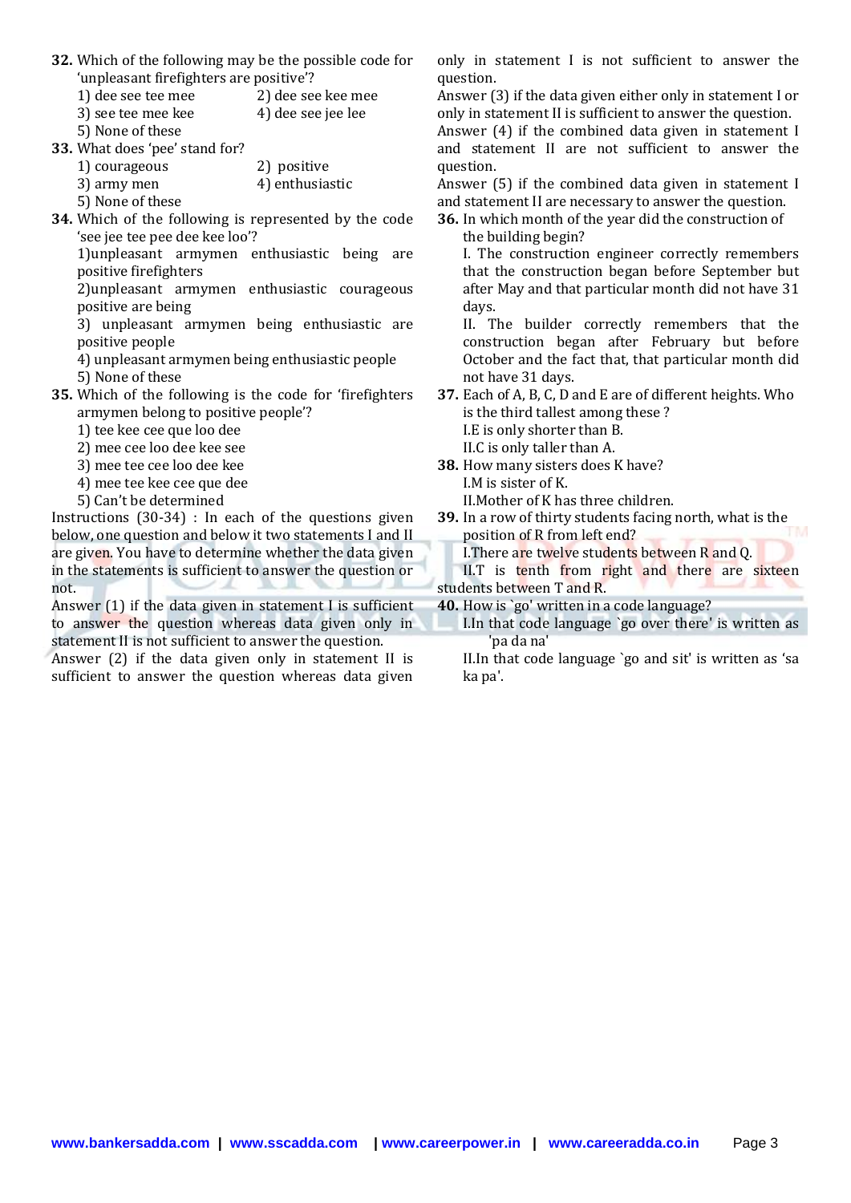**32.** Which of the following may be the possible code for 'unpleasant firefighters are positive'?

1) dee see tee mee
2) dee see kee mee
3) see tee mee kee
4) dee see jee lee
5) None of these

**33.** What does 'pee' stand for?

1) courageous
2) positive
3) army men
4) enthusiastic
5) None of these

**34.** Which of the following is represented by the code 'see jee tee pee dee kee loo'?

1)unpleasant armymen enthusiastic being are positive firefighters
2)unpleasant armymen enthusiastic courageous positive are being
3) unpleasant armymen being enthusiastic are positive people
4) unpleasant armymen being enthusiastic people
5) None of these

**35.** Which of the following is the code for 'firefighters armymen belong to positive people'?

1) tee kee cee que loo dee
2) mee cee loo dee kee see
3) mee tee cee loo dee kee
4) mee tee kee cee que dee
5) Can't be determined

Instructions (30-34) : In each of the questions given below, one question and below it two statements I and II are given. You have to determine whether the data given in the statements is sufficient to answer the question or not.

Answer (1) if the data given in statement I is sufficient to answer the question whereas data given only in statement II is not sufficient to answer the question.

Answer (2) if the data given only in statement II is sufficient to answer the question whereas data given only in statement I is not sufficient to answer the question.

Answer (3) if the data given either only in statement I or only in statement II is sufficient to answer the question.

Answer (4) if the combined data given in statement I and statement II are not sufficient to answer the question.

Answer (5) if the combined data given in statement I and statement II are necessary to answer the question.

**36.** In which month of the year did the construction of the building begin?

I. The construction engineer correctly remembers that the construction began before September but after May and that particular month did not have 31 days.

II. The builder correctly remembers that the construction began after February but before October and the fact that, that particular month did not have 31 days.

**37.** Each of A, B, C, D and E are of different heights. Who is the third tallest among these ?

I.E is only shorter than B.

II.C is only taller than A.

**38.** How many sisters does K have?

I.M is sister of K.

II.Mother of K has three children.

**39.** In a row of thirty students facing north, what is the position of R from left end?

I.There are twelve students between R and Q.

II.T is tenth from right and there are sixteen students between T and R.

**40.** How is `go' written in a code language?

I.In that code language `go over there' is written as 'pa da na'

II.In that code language `go and sit' is written as 'sa ka pa'.